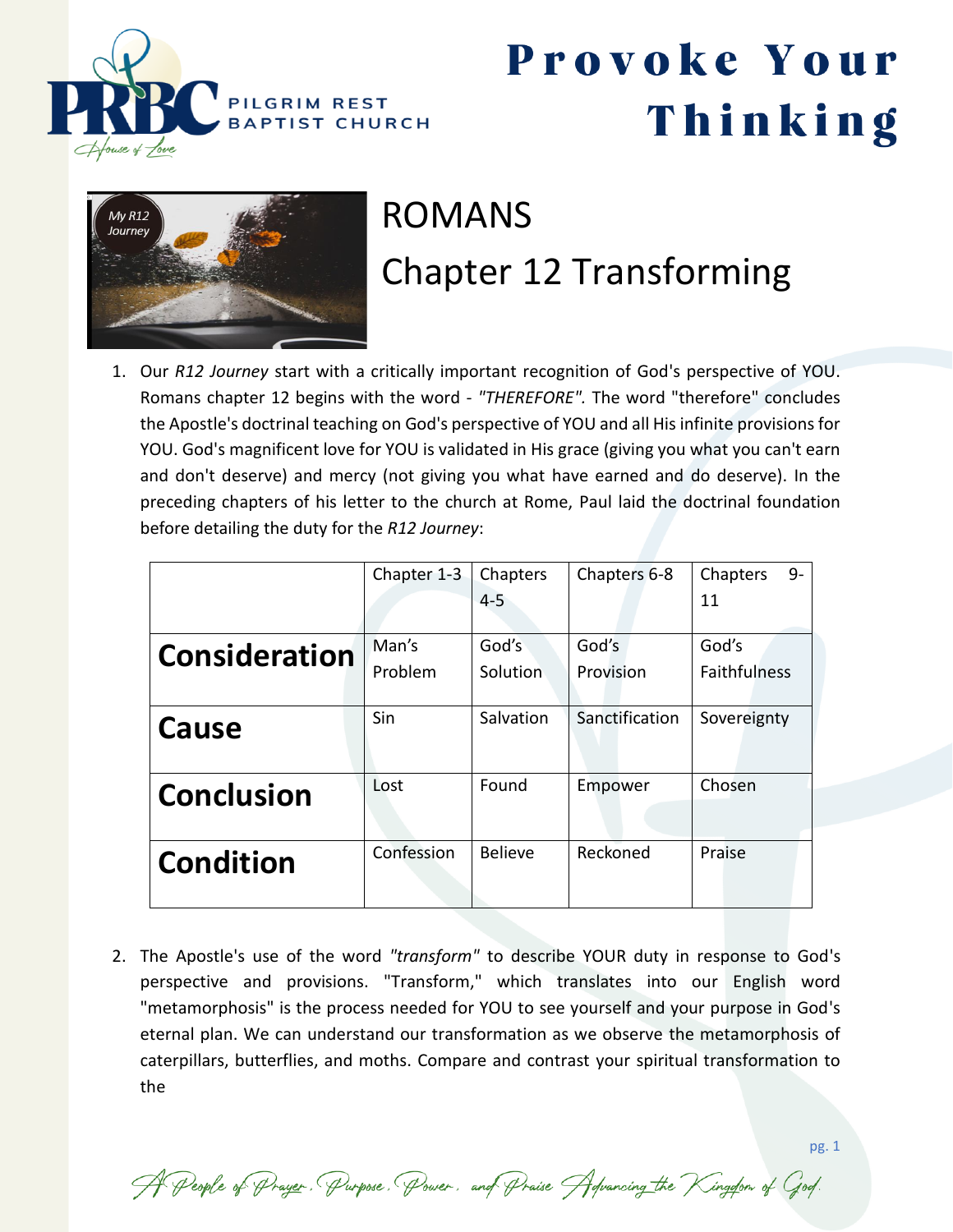# Provoke Your Thinking

PILGRIM REST BAPTIST CHURCH

## ROMANS

## Chapter 12 Transforming

1. Our *R12 Journey* start with a critically important recognition of God's perspective of YOU. Romans chapter 12 begins with the word - *"THEREFORE".* The word "therefore" concludes the Apostle's doctrinal teaching on God's perspective of YOU and all His infinite provisions for YOU. God's magnificent love for YOU is validated in His grace (giving you what you can't earn and don't deserve) and mercy (not giving you what have earned and do deserve). In the preceding chapters of his letter to the church at Rome, Paul laid the doctrinal foundation before detailing the duty for the *R12 Journey*:

| | Chapter 1-3 | Chapters 4-5 | Chapters 6-8 | Chapters 9-11 |
|---|---|---|---|---|
| **Consideration** | Man's Problem | God's Solution | God's Provision | God's Faithfulness |
| **Cause** | Sin | Salvation | Sanctification | Sovereignty |
| **Conclusion** | Lost | Found | Empower | Chosen |
| **Condition** | Confession | Believe | Reckoned | Praise |

2. The Apostle's use of the word *"transform"* to describe YOUR duty in response to God's perspective and provisions. "Transform," which translates into our English word "metamorphosis" is the process needed for YOU to see yourself and your purpose in God's eternal plan. We can understand our transformation as we observe the metamorphosis of caterpillars, butterflies, and moths. Compare and contrast your spiritual transformation to the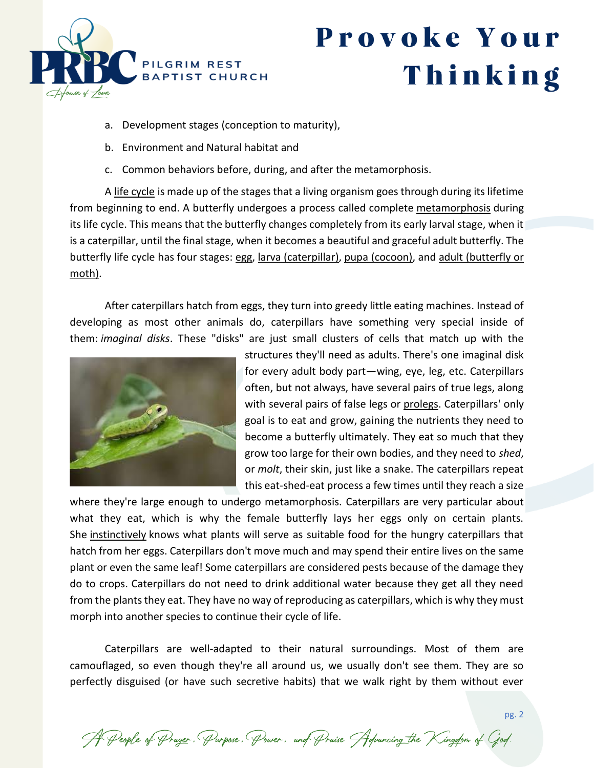a. Development stages (conception to maturity),

b. Environment and Natural habitat and

c. Common behaviors before, during, and after the metamorphosis.

A life cycle is made up of the stages that a living organism goes through during its lifetime from beginning to end. A butterfly undergoes a process called complete metamorphosis during its life cycle. This means that the butterfly changes completely from its early larval stage, when it is a caterpillar, until the final stage, when it becomes a beautiful and graceful adult butterfly. The butterfly life cycle has four stages: egg, larva (caterpillar), pupa (cocoon), and adult (butterfly or moth).

After caterpillars hatch from eggs, they turn into greedy little eating machines. Instead of developing as most other animals do, caterpillars have something very special inside of them: *imaginal disks*. These "disks" are just small clusters of cells that match up with the structures they'll need as adults. There's one imaginal disk for every adult body part—wing, eye, leg, etc. Caterpillars often, but not always, have several pairs of true legs, along with several pairs of false legs or prolegs. Caterpillars' only goal is to eat and grow, gaining the nutrients they need to become a butterfly ultimately. They eat so much that they grow too large for their own bodies, and they need to *shed*, or *molt*, their skin, just like a snake. The caterpillars repeat this eat-shed-eat process a few times until they reach a size where they're large enough to undergo metamorphosis. Caterpillars are very particular about what they eat, which is why the female butterfly lays her eggs only on certain plants. She instinctively knows what plants will serve as suitable food for the hungry caterpillars that hatch from her eggs. Caterpillars don't move much and may spend their entire lives on the same plant or even the same leaf! Some caterpillars are considered pests because of the damage they do to crops. Caterpillars do not need to drink additional water because they get all they need from the plants they eat. They have no way of reproducing as caterpillars, which is why they must morph into another species to continue their cycle of life.

Caterpillars are well-adapted to their natural surroundings. Most of them are camouflaged, so even though they're all around us, we usually don't see them. They are so perfectly disguised (or have such secretive habits) that we walk right by them without ever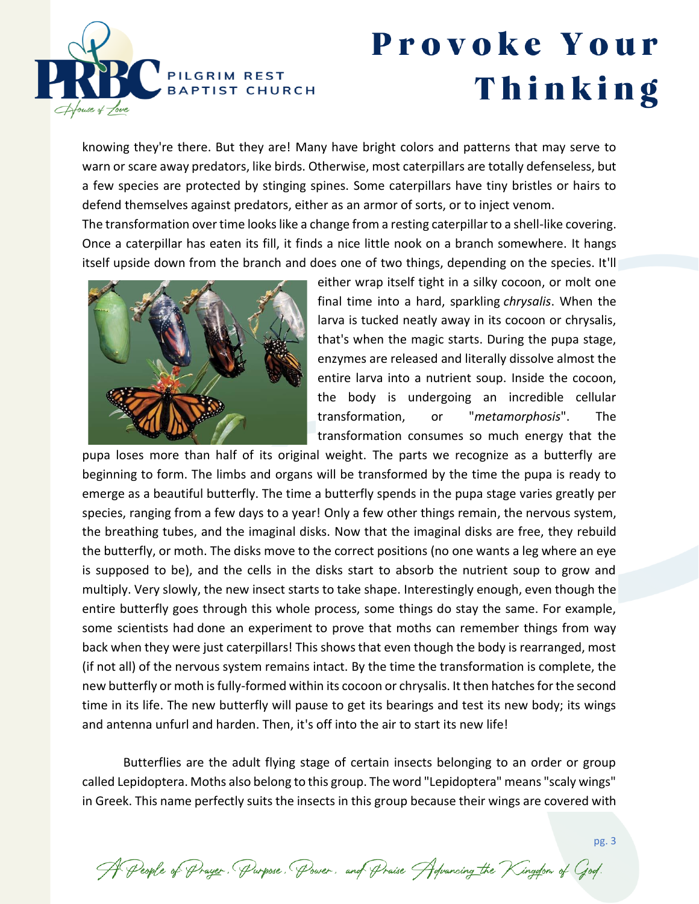knowing they're there. But they are! Many have bright colors and patterns that may serve to warn or scare away predators, like birds. Otherwise, most caterpillars are totally defenseless, but a few species are protected by stinging spines. Some caterpillars have tiny bristles or hairs to defend themselves against predators, either as an armor of sorts, or to inject venom.

The transformation over time looks like a change from a resting caterpillar to a shell-like covering. Once a caterpillar has eaten its fill, it finds a nice little nook on a branch somewhere. It hangs itself upside down from the branch and does one of two things, depending on the species. It'll either wrap itself tight in a silky cocoon, or molt one final time into a hard, sparkling *chrysalis*. When the larva is tucked neatly away in its cocoon or chrysalis, that's when the magic starts. During the pupa stage, enzymes are released and literally dissolve almost the entire larva into a nutrient soup. Inside the cocoon, the body is undergoing an incredible cellular transformation, or "*metamorphosis*". The transformation consumes so much energy that the pupa loses more than half of its original weight. The parts we recognize as a butterfly are beginning to form. The limbs and organs will be transformed by the time the pupa is ready to emerge as a beautiful butterfly. The time a butterfly spends in the pupa stage varies greatly per species, ranging from a few days to a year! Only a few other things remain, the nervous system, the breathing tubes, and the imaginal disks. Now that the imaginal disks are free, they rebuild the butterfly, or moth. The disks move to the correct positions (no one wants a leg where an eye is supposed to be), and the cells in the disks start to absorb the nutrient soup to grow and multiply. Very slowly, the new insect starts to take shape. Interestingly enough, even though the entire butterfly goes through this whole process, some things do stay the same. For example, some scientists had done an experiment to prove that moths can remember things from way back when they were just caterpillars! This shows that even though the body is rearranged, most (if not all) of the nervous system remains intact. By the time the transformation is complete, the new butterfly or moth is fully-formed within its cocoon or chrysalis. It then hatches for the second time in its life. The new butterfly will pause to get its bearings and test its new body; its wings and antenna unfurl and harden. Then, it's off into the air to start its new life!

Butterflies are the adult flying stage of certain insects belonging to an order or group called Lepidoptera. Moths also belong to this group. The word "Lepidoptera" means "scaly wings" in Greek. This name perfectly suits the insects in this group because their wings are covered with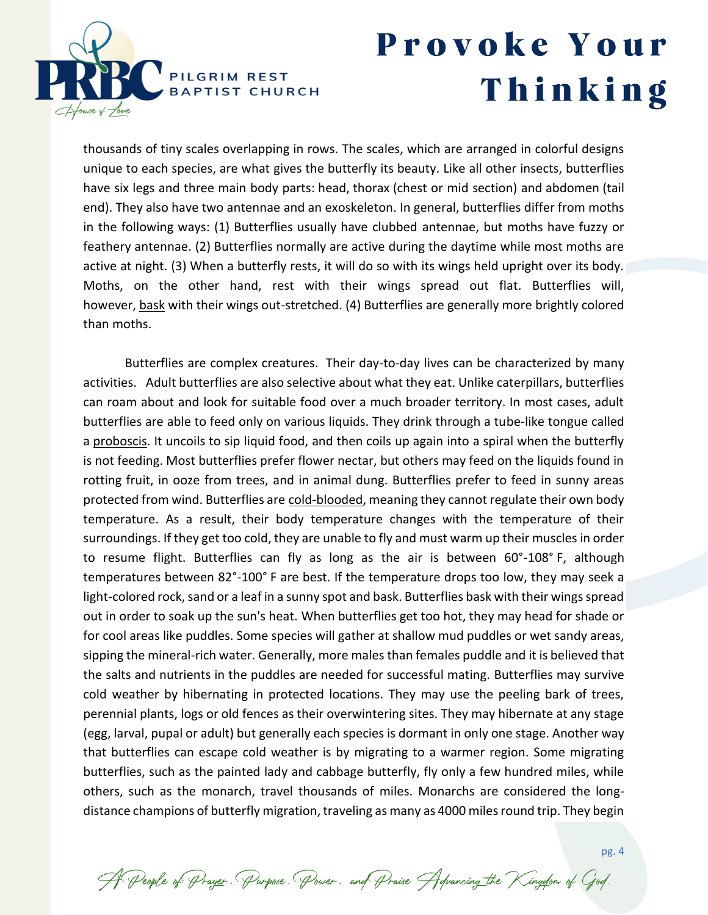thousands of tiny scales overlapping in rows. The scales, which are arranged in colorful designs unique to each species, are what gives the butterfly its beauty. Like all other insects, butterflies have six legs and three main body parts: head, thorax (chest or mid section) and abdomen (tail end). They also have two antennae and an exoskeleton. In general, butterflies differ from moths in the following ways: (1) Butterflies usually have clubbed antennae, but moths have fuzzy or feathery antennae. (2) Butterflies normally are active during the daytime while most moths are active at night. (3) When a butterfly rests, it will do so with its wings held upright over its body. Moths, on the other hand, rest with their wings spread out flat. Butterflies will, however, bask with their wings out-stretched. (4) Butterflies are generally more brightly colored than moths.

Butterflies are complex creatures. Their day-to-day lives can be characterized by many activities. Adult butterflies are also selective about what they eat. Unlike caterpillars, butterflies can roam about and look for suitable food over a much broader territory. In most cases, adult butterflies are able to feed only on various liquids. They drink through a tube-like tongue called a proboscis. It uncoils to sip liquid food, and then coils up again into a spiral when the butterfly is not feeding. Most butterflies prefer flower nectar, but others may feed on the liquids found in rotting fruit, in ooze from trees, and in animal dung. Butterflies prefer to feed in sunny areas protected from wind. Butterflies are cold-blooded, meaning they cannot regulate their own body temperature. As a result, their body temperature changes with the temperature of their surroundings. If they get too cold, they are unable to fly and must warm up their muscles in order to resume flight. Butterflies can fly as long as the air is between 60°-108° F, although temperatures between 82°-100° F are best. If the temperature drops too low, they may seek a light-colored rock, sand or a leaf in a sunny spot and bask. Butterflies bask with their wings spread out in order to soak up the sun's heat. When butterflies get too hot, they may head for shade or for cool areas like puddles. Some species will gather at shallow mud puddles or wet sandy areas, sipping the mineral-rich water. Generally, more males than females puddle and it is believed that the salts and nutrients in the puddles are needed for successful mating. Butterflies may survive cold weather by hibernating in protected locations. They may use the peeling bark of trees, perennial plants, logs or old fences as their overwintering sites. They may hibernate at any stage (egg, larval, pupal or adult) but generally each species is dormant in only one stage. Another way that butterflies can escape cold weather is by migrating to a warmer region. Some migrating butterflies, such as the painted lady and cabbage butterfly, fly only a few hundred miles, while others, such as the monarch, travel thousands of miles. Monarchs are considered the long-distance champions of butterfly migration, traveling as many as 4000 miles round trip. They begin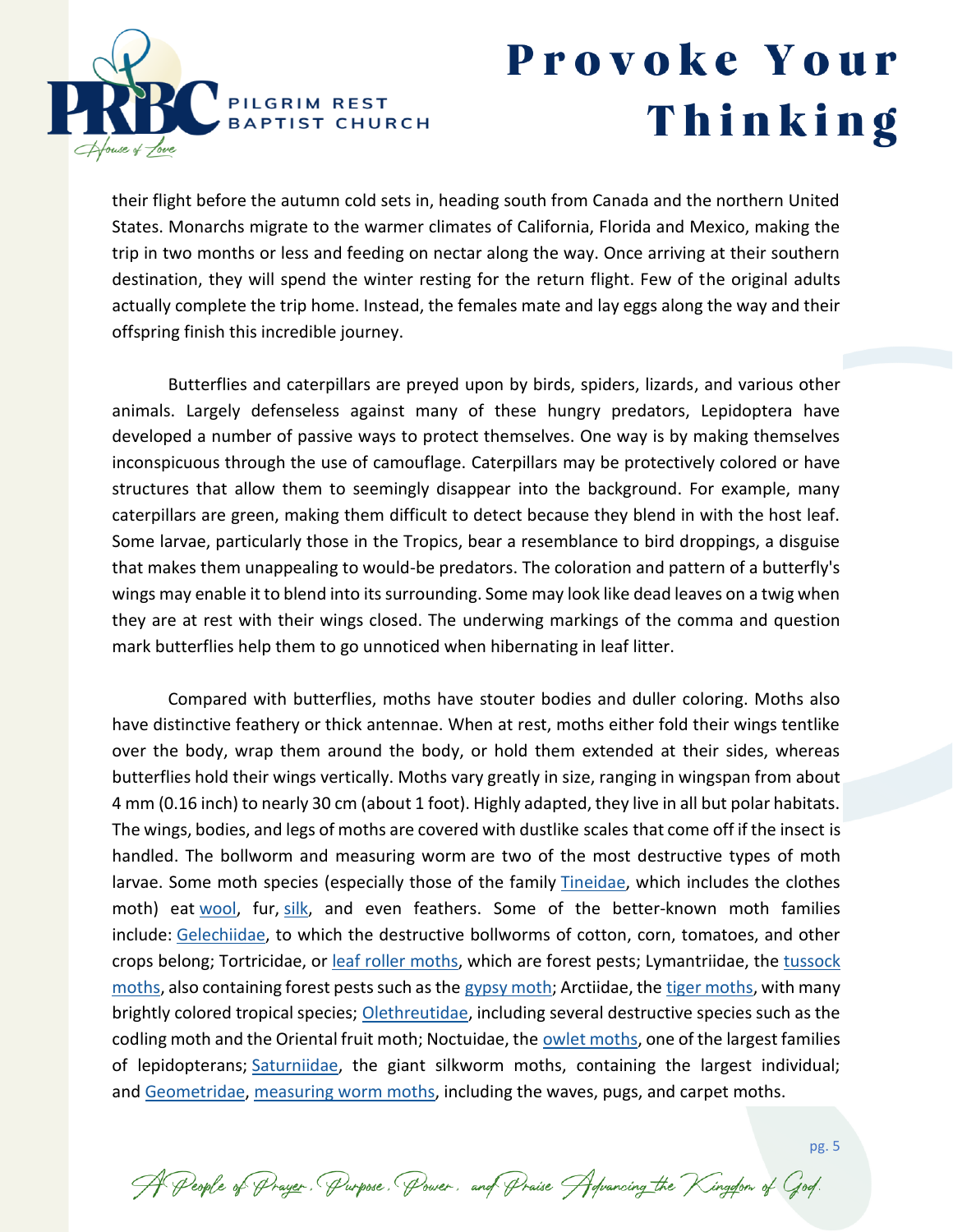their flight before the autumn cold sets in, heading south from Canada and the northern United States. Monarchs migrate to the warmer climates of California, Florida and Mexico, making the trip in two months or less and feeding on nectar along the way. Once arriving at their southern destination, they will spend the winter resting for the return flight. Few of the original adults actually complete the trip home. Instead, the females mate and lay eggs along the way and their offspring finish this incredible journey.

Butterflies and caterpillars are preyed upon by birds, spiders, lizards, and various other animals. Largely defenseless against many of these hungry predators, Lepidoptera have developed a number of passive ways to protect themselves. One way is by making themselves inconspicuous through the use of camouflage. Caterpillars may be protectively colored or have structures that allow them to seemingly disappear into the background. For example, many caterpillars are green, making them difficult to detect because they blend in with the host leaf. Some larvae, particularly those in the Tropics, bear a resemblance to bird droppings, a disguise that makes them unappealing to would-be predators. The coloration and pattern of a butterfly's wings may enable it to blend into its surrounding. Some may look like dead leaves on a twig when they are at rest with their wings closed. The underwing markings of the comma and question mark butterflies help them to go unnoticed when hibernating in leaf litter.

Compared with butterflies, moths have stouter bodies and duller coloring. Moths also have distinctive feathery or thick antennae. When at rest, moths either fold their wings tentlike over the body, wrap them around the body, or hold them extended at their sides, whereas butterflies hold their wings vertically. Moths vary greatly in size, ranging in wingspan from about 4 mm (0.16 inch) to nearly 30 cm (about 1 foot). Highly adapted, they live in all but polar habitats. The wings, bodies, and legs of moths are covered with dustlike scales that come off if the insect is handled. The bollworm and measuring worm are two of the most destructive types of moth larvae. Some moth species (especially those of the family Tineidae, which includes the clothes moth) eat wool, fur, silk, and even feathers. Some of the better-known moth families include: Gelechiidae, to which the destructive bollworms of cotton, corn, tomatoes, and other crops belong; Tortricidae, or leaf roller moths, which are forest pests; Lymantriidae, the tussock moths, also containing forest pests such as the gypsy moth; Arctiidae, the tiger moths, with many brightly colored tropical species; Olethreutidae, including several destructive species such as the codling moth and the Oriental fruit moth; Noctuidae, the owlet moths, one of the largest families of lepidopterans; Saturniidae, the giant silkworm moths, containing the largest individual; and Geometridae, measuring worm moths, including the waves, pugs, and carpet moths.